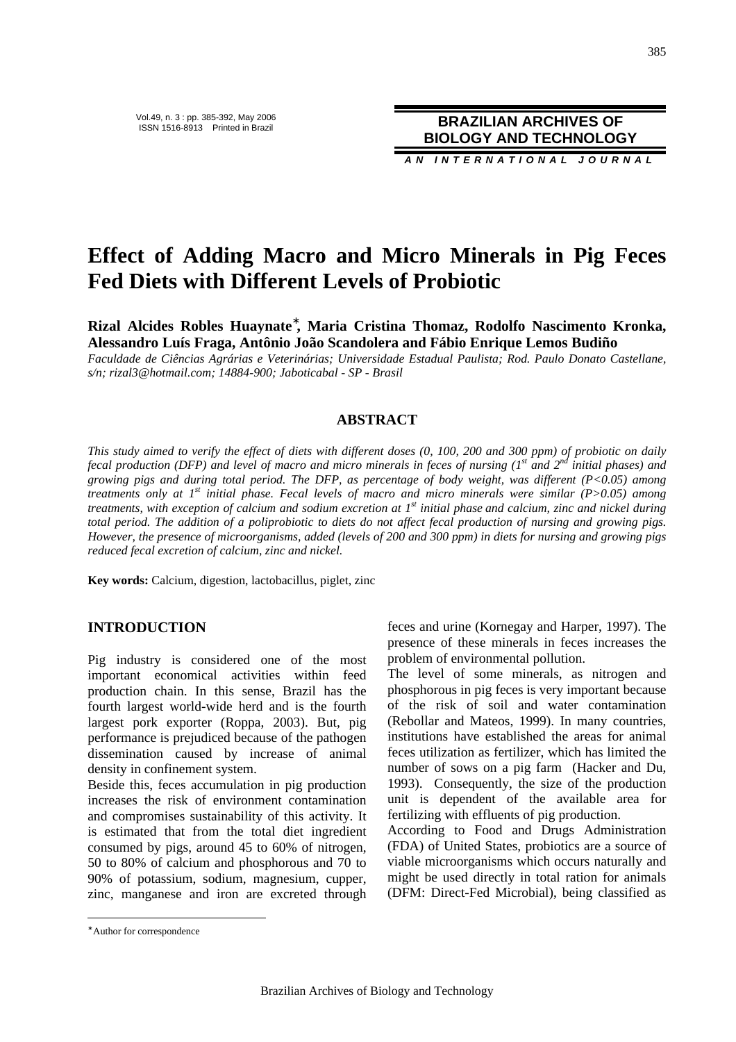# Effect of Adding Macro and Micro Minerals in Pig Feces Fed Diets with Different Levels of Probiotic

**Rizal Alcides Robles Huaynate*, Maria Cristina Thomaz, Rodolfo Nascimento Kronka, Alessandro Luís Fraga, Antônio João Scandolera and Fábio Enrique Lemos Budiño**

*Faculdade de Ciências Agrárias e Veterinárias; Universidade Estadual Paulista; Rod. Paulo Donato Castellane, s/n; rizal3@hotmail.com; 14884-900; Jaboticabal - SP - Brasil*

## ABSTRACT

*This study aimed to verify the effect of diets with different doses (0, 100, 200 and 300 ppm) of probiotic on daily fecal production (DFP) and level of macro and micro minerals in feces of nursing (1st and 2nd initial phases) and growing pigs and during total period. The DFP, as percentage of body weight, was different (P<0.05) among treatments only at 1st initial phase. Fecal levels of macro and micro minerals were similar (P>0.05) among treatments, with exception of calcium and sodium excretion at 1st initial phase and calcium, zinc and nickel during total period. The addition of a poliprobiotic to diets do not affect fecal production of nursing and growing pigs. However, the presence of microorganisms, added (levels of 200 and 300 ppm) in diets for nursing and growing pigs reduced fecal excretion of calcium, zinc and nickel.*

**Key words:** Calcium, digestion, lactobacillus, piglet, zinc

## INTRODUCTION

Pig industry is considered one of the most important economical activities within feed production chain. In this sense, Brazil has the fourth largest world-wide herd and is the fourth largest pork exporter (Roppa, 2003). But, pig performance is prejudiced because of the pathogen dissemination caused by increase of animal density in confinement system.

Beside this, feces accumulation in pig production increases the risk of environment contamination and compromises sustainability of this activity. It is estimated that from the total diet ingredient consumed by pigs, around 45 to 60% of nitrogen, 50 to 80% of calcium and phosphorous and 70 to 90% of potassium, sodium, magnesium, cupper, zinc, manganese and iron are excreted through feces and urine (Kornegay and Harper, 1997). The presence of these minerals in feces increases the problem of environmental pollution.

The level of some minerals, as nitrogen and phosphorous in pig feces is very important because of the risk of soil and water contamination (Rebollar and Mateos, 1999). In many countries, institutions have established the areas for animal feces utilization as fertilizer, which has limited the number of sows on a pig farm (Hacker and Du, 1993). Consequently, the size of the production unit is dependent of the available area for fertilizing with effluents of pig production.

According to Food and Drugs Administration (FDA) of United States, probiotics are a source of viable microorganisms which occurs naturally and might be used directly in total ration for animals (DFM: Direct-Fed Microbial), being classified as

*Author for correspondence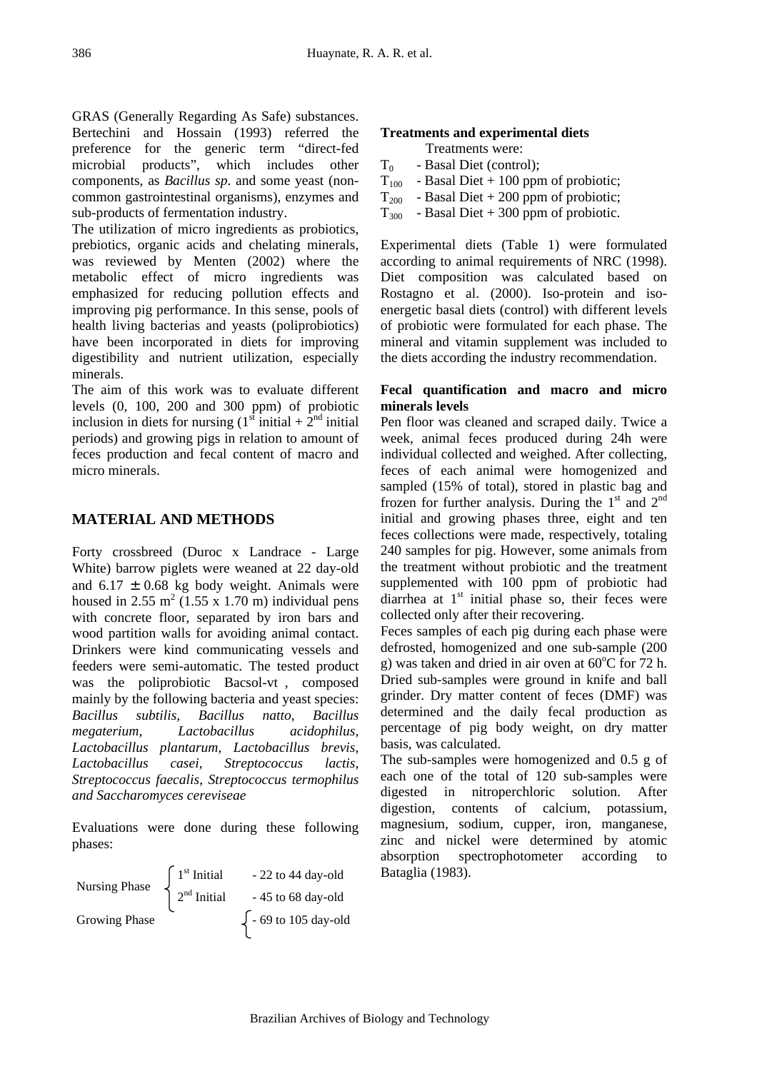GRAS (Generally Regarding As Safe) substances. Bertechini and Hossain (1993) referred the preference for the generic term "direct-fed microbial products", which includes other components, as *Bacillus sp*. and some yeast (non-common gastrointestinal organisms), enzymes and sub-products of fermentation industry.

The utilization of micro ingredients as probiotics, prebiotics, organic acids and chelating minerals, was reviewed by Menten (2002) where the metabolic effect of micro ingredients was emphasized for reducing pollution effects and improving pig performance. In this sense, pools of health living bacterias and yeasts (poliprobiotics) have been incorporated in diets for improving digestibility and nutrient utilization, especially minerals.

The aim of this work was to evaluate different levels (0, 100, 200 and 300 ppm) of probiotic inclusion in diets for nursing (1st initial + 2nd initial periods) and growing pigs in relation to amount of feces production and fecal content of macro and micro minerals.

## MATERIAL AND METHODS

Forty crossbreed (Duroc x Landrace - Large White) barrow piglets were weaned at 22 day-old and $6.17 \pm 0.68$ kg body weight. Animals were housed in 2.55 $m^2$ (1.55 x 1.70 m) individual pens with concrete floor, separated by iron bars and wood partition walls for avoiding animal contact. Drinkers were kind communicating vessels and feeders were semi-automatic. The tested product was the poliprobiotic Bacsol-vt , composed mainly by the following bacteria and yeast species: *Bacillus subtilis, Bacillus natto, Bacillus megaterium, Lactobacillus acidophilus, Lactobacillus plantarum, Lactobacillus brevis, Lactobacillus casei, Streptococcus lactis, Streptococcus faecalis, Streptococcus termophilus and Saccharomyces cereviseae*

Evaluations were done during these following phases:

- Nursing Phase
  - 1st Initial - 22 to 44 day-old
  - 2nd Initial - 45 to 68 day-old
- Growing Phase
  - 69 to 105 day-old

**Treatments and experimental diets**

Treatments were:

$T_0$ - Basal Diet (control);
$T_{100}$ - Basal Diet + 100 ppm of probiotic;
$T_{200}$ - Basal Diet + 200 ppm of probiotic;
$T_{300}$ - Basal Diet + 300 ppm of probiotic.

Experimental diets (Table 1) were formulated according to animal requirements of NRC (1998). Diet composition was calculated based on Rostagno et al. (2000). Iso-protein and iso-energetic basal diets (control) with different levels of probiotic were formulated for each phase. The mineral and vitamin supplement was included to the diets according the industry recommendation.

**Fecal quantification and macro and micro minerals levels**

Pen floor was cleaned and scraped daily. Twice a week, animal feces produced during 24h were individual collected and weighed. After collecting, feces of each animal were homogenized and sampled (15% of total), stored in plastic bag and frozen for further analysis. During the 1st and 2nd initial and growing phases three, eight and ten feces collections were made, respectively, totaling 240 samples for pig. However, some animals from the treatment without probiotic and the treatment supplemented with 100 ppm of probiotic had diarrhea at 1st initial phase so, their feces were collected only after their recovering.

Feces samples of each pig during each phase were defrosted, homogenized and one sub-sample (200 g) was taken and dried in air oven at 60°C for 72 h. Dried sub-samples were ground in knife and ball grinder. Dry matter content of feces (DMF) was determined and the daily fecal production as percentage of pig body weight, on dry matter basis, was calculated.

The sub-samples were homogenized and 0.5 g of each one of the total of 120 sub-samples were digested in nitroperchloric solution. After digestion, contents of calcium, potassium, magnesium, sodium, cupper, iron, manganese, zinc and nickel were determined by atomic absorption spectrophotometer according to Bataglia (1983).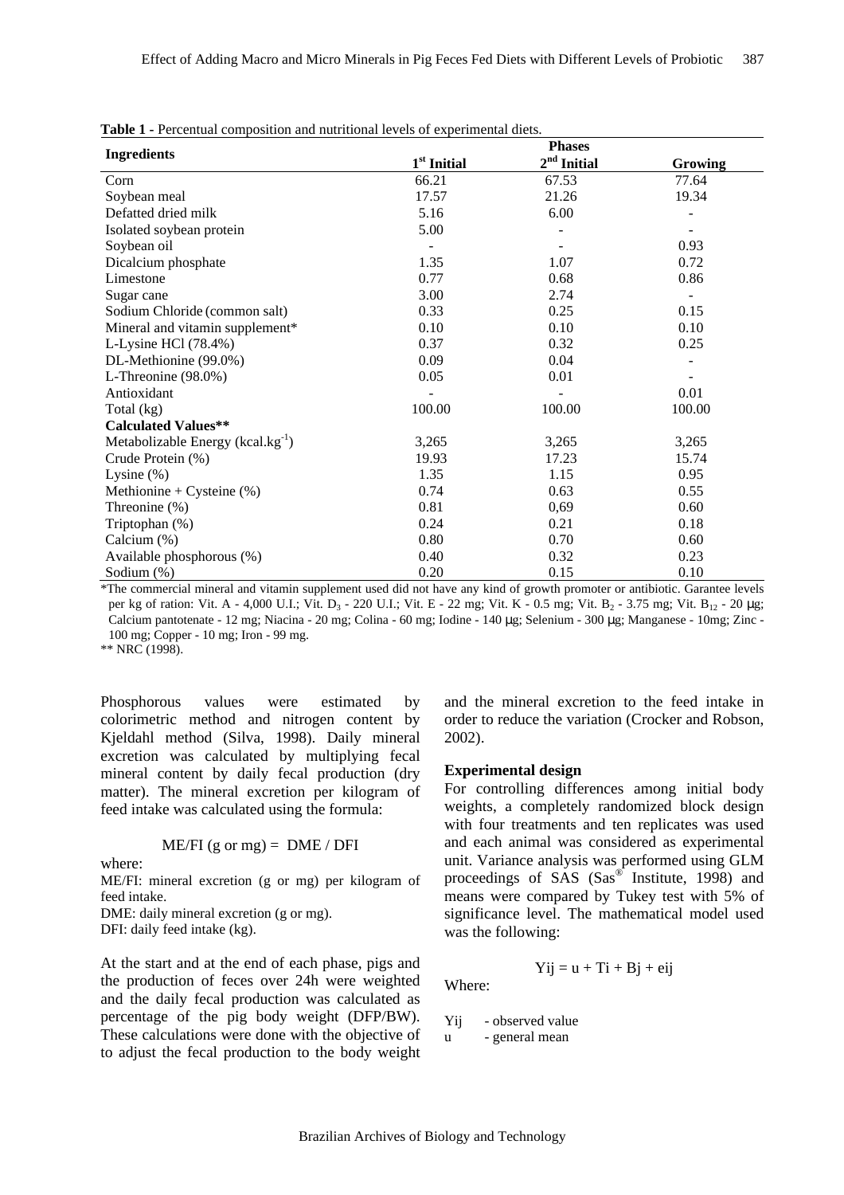**Table 1** - Percentual composition and nutritional levels of experimental diets.

| Ingredients | Phases | | |
|---|---|---|---|
| | 1st Initial | 2nd Initial | Growing |
| Corn | 66.21 | 67.53 | 77.64 |
| Soybean meal | 17.57 | 21.26 | 19.34 |
| Defatted dried milk | 5.16 | 6.00 | - |
| Isolated soybean protein | 5.00 | - | - |
| Soybean oil | - | - | 0.93 |
| Dicalcium phosphate | 1.35 | 1.07 | 0.72 |
| Limestone | 0.77 | 0.68 | 0.86 |
| Sugar cane | 3.00 | 2.74 | - |
| Sodium Chloride (common salt) | 0.33 | 0.25 | 0.15 |
| Mineral and vitamin supplement* | 0.10 | 0.10 | 0.10 |
| L-Lysine HCl (78.4%) | 0.37 | 0.32 | 0.25 |
| DL-Methionine (99.0%) | 0.09 | 0.04 | - |
| L-Threonine (98.0%) | 0.05 | 0.01 | - |
| Antioxidant | - | - | 0.01 |
| Total (kg) | 100.00 | 100.00 | 100.00 |
| **Calculated Values**** | | | |
| Metabolizable Energy (kcal.kg$^{-1}$) | 3,265 | 3,265 | 3,265 |
| Crude Protein (%) | 19.93 | 17.23 | 15.74 |
| Lysine (%) | 1.35 | 1.15 | 0.95 |
| Methionine + Cysteine (%) | 0.74 | 0.63 | 0.55 |
| Threonine (%) | 0.81 | 0,69 | 0.60 |
| Triptophan (%) | 0.24 | 0.21 | 0.18 |
| Calcium (%) | 0.80 | 0.70 | 0.60 |
| Available phosphorous (%) | 0.40 | 0.32 | 0.23 |
| Sodium (%) | 0.20 | 0.15 | 0.10 |

*The commercial mineral and vitamin supplement used did not have any kind of growth promoter or antibiotic. Garantee levels per kg of ration: Vit. A - 4,000 U.I.; Vit. $D_3$ - 220 U.I.; Vit. E - 22 mg; Vit. K - 0.5 mg; Vit. $B_2$ - 3.75 mg; Vit. $B_{12}$ - 20 μg; Calcium pantotenate - 12 mg; Niacina - 20 mg; Colina - 60 mg; Iodine - 140 μg; Selenium - 300 μg; Manganese - 10mg; Zinc - 100 mg; Copper - 10 mg; Iron - 99 mg.

** NRC (1998).

Phosphorous values were estimated by colorimetric method and nitrogen content by Kjeldahl method (Silva, 1998). Daily mineral excretion was calculated by multiplying fecal mineral content by daily fecal production (dry matter). The mineral excretion per kilogram of feed intake was calculated using the formula:

$$ME/FI \text{ (g or mg)} = DME / DFI$$

where:

ME/FI: mineral excretion (g or mg) per kilogram of feed intake.

DME: daily mineral excretion (g or mg).

DFI: daily feed intake (kg).

At the start and at the end of each phase, pigs and the production of feces over 24h were weighted and the daily fecal production was calculated as percentage of the pig body weight (DFP/BW). These calculations were done with the objective of to adjust the fecal production to the body weight and the mineral excretion to the feed intake in order to reduce the variation (Crocker and Robson, 2002).

### Experimental design

For controlling differences among initial body weights, a completely randomized block design with four treatments and ten replicates was used and each animal was considered as experimental unit. Variance analysis was performed using GLM proceedings of SAS (Sas® Institute, 1998) and means were compared by Tukey test with 5% of significance level. The mathematical model used was the following:

$$Y_{ij} = u + T_i + B_j + e_{ij}$$

Where:

$Y_{ij}$ - observed value

$u$ - general mean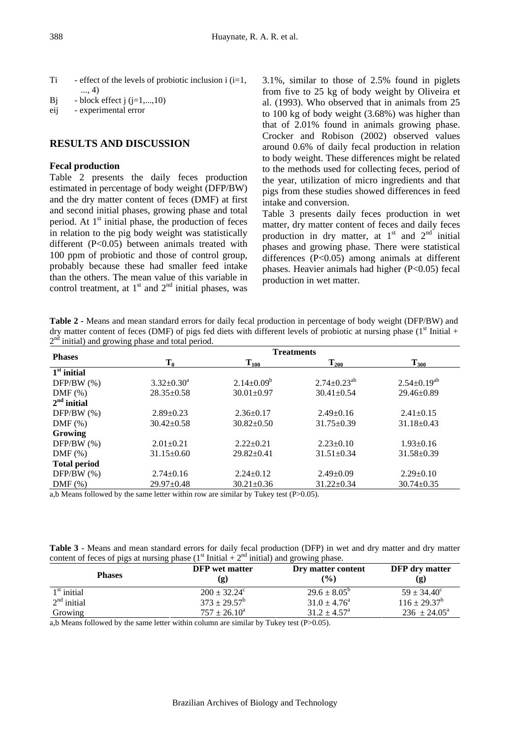Ti - effect of the levels of probiotic inclusion i (i=1, ..., 4)
Bj - block effect j (j=1,...,10)
eij - experimental error

## RESULTS AND DISCUSSION

### Fecal production

Table 2 presents the daily feces production estimated in percentage of body weight (DFP/BW) and the dry matter content of feces (DMF) at first and second initial phases, growing phase and total period. At 1st initial phase, the production of feces in relation to the pig body weight was statistically different ($P<0.05$) between animals treated with 100 ppm of probiotic and those of control group, probably because these had smaller feed intake than the others. The mean value of this variable in control treatment, at 1st and 2nd initial phases, was 3.1%, similar to those of 2.5% found in piglets from five to 25 kg of body weight by Oliveira et al. (1993). Who observed that in animals from 25 to 100 kg of body weight (3.68%) was higher than that of 2.01% found in animals growing phase. Crocker and Robison (2002) observed values around 0.6% of daily fecal production in relation to body weight. These differences might be related to the methods used for collecting feces, period of the year, utilization of micro ingredients and that pigs from these studies showed differences in feed intake and conversion.

Table 3 presents daily feces production in wet matter, dry matter content of feces and daily feces production in dry matter, at 1st and 2nd initial phases and growing phase. There were statistical differences ($P<0.05$) among animals at different phases. Heavier animals had higher ($P<0.05$) fecal production in wet matter.

**Table 2 -** Means and mean standard errors for daily fecal production in percentage of body weight (DFP/BW) and dry matter content of feces (DMF) of pigs fed diets with different levels of probiotic at nursing phase (1st Initial + 2nd initial) and growing phase and total period.

| Phases | Treatments | | | |
|---|---|---|---|---|
| | $T_0$ | $T_{100}$ | $T_{200}$ | $T_{300}$ |
| **1st initial** | | | | |
| DFP/BW (%) | $3.32\pm0.30^a$ | $2.14\pm0.09^b$ | $2.74\pm0.23^{ab}$ | $2.54\pm0.19^{ab}$ |
| DMF (%) | 28.35±0.58 | 30.01±0.97 | 30.41±0.54 | 29.46±0.89 |
| **2nd initial** | | | | |
| DFP/BW (%) | 2.89±0.23 | 2.36±0.17 | 2.49±0.16 | 2.41±0.15 |
| DMF (%) | 30.42±0.58 | 30.82±0.50 | 31.75±0.39 | 31.18±0.43 |
| **Growing** | | | | |
| DFP/BW (%) | 2.01±0.21 | 2.22±0.21 | 2.23±0.10 | 1.93±0.16 |
| DMF (%) | 31.15±0.60 | 29.82±0.41 | 31.51±0.34 | 31.58±0.39 |
| **Total period** | | | | |
| DFP/BW (%) | 2.74±0.16 | 2.24±0.12 | 2.49±0.09 | 2.29±0.10 |
| DMF (%) | 29.97±0.48 | 30.21±0.36 | 31.22±0.34 | 30.74±0.35 |

a,b Means followed by the same letter within row are similar by Tukey test ($P>0.05$).

**Table 3** - Means and mean standard errors for daily fecal production (DFP) in wet and dry matter and dry matter content of feces of pigs at nursing phase (1st Initial + 2nd initial) and growing phase.

| Phases | DFP wet matter (g) | Dry matter content (%) | DFP dry matter (g) |
|---|---|---|---|
| 1st initial | $200 \pm 32.24^c$ | $29.6 \pm 8.05^b$ | $59 \pm 34.40^c$ |
| 2nd initial | $373 \pm 29.57^b$ | $31.0 \pm 4.76^a$ | $116 \pm 29.37^b$ |
| Growing | $757 \pm 26.10^a$ | $31.2 \pm 4.57^a$ | $236 \pm 24.05^a$ |

a,b Means followed by the same letter within column are similar by Tukey test ($P>0.05$).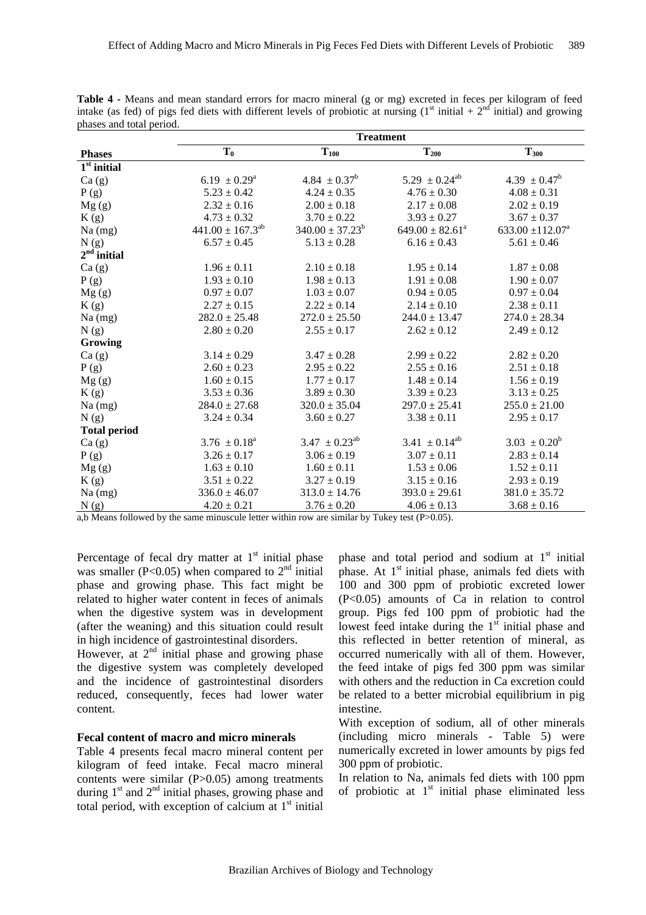**Table 4** - Means and mean standard errors for macro mineral (g or mg) excreted in feces per kilogram of feed intake (as fed) of pigs fed diets with different levels of probiotic at nursing (1st initial + 2nd initial) and growing phases and total period.

| Phases | Treatment | | | |
|---|---|---|---|---|
| | $T_0$ | $T_{100}$ | $T_{200}$ | $T_{300}$ |
| **1st initial** | | | | |
| Ca (g) | $6.19 \pm 0.29^a$ | $4.84 \pm 0.37^b$ | $5.29 \pm 0.24^{ab}$ | $4.39 \pm 0.47^b$ |
| P (g) | $5.23 \pm 0.42$ | $4.24 \pm 0.35$ | $4.76 \pm 0.30$ | $4.08 \pm 0.31$ |
| Mg (g) | $2.32 \pm 0.16$ | $2.00 \pm 0.18$ | $2.17 \pm 0.08$ | $2.02 \pm 0.19$ |
| K (g) | $4.73 \pm 0.32$ | $3.70 \pm 0.22$ | $3.93 \pm 0.27$ | $3.67 \pm 0.37$ |
| Na (mg) | $441.00 \pm 167.3^{ab}$ | $340.00 \pm 37.23^b$ | $649.00 \pm 82.61^a$ | $633.00 \pm 112.07^a$ |
| N (g) | $6.57 \pm 0.45$ | $5.13 \pm 0.28$ | $6.16 \pm 0.43$ | $5.61 \pm 0.46$ |
| **2nd initial** | | | | |
| Ca (g) | $1.96 \pm 0.11$ | $2.10 \pm 0.18$ | $1.95 \pm 0.14$ | $1.87 \pm 0.08$ |
| P (g) | $1.93 \pm 0.10$ | $1.98 \pm 0.13$ | $1.91 \pm 0.08$ | $1.90 \pm 0.07$ |
| Mg (g) | $0.97 \pm 0.07$ | $1.03 \pm 0.07$ | $0.94 \pm 0.05$ | $0.97 \pm 0.04$ |
| K (g) | $2.27 \pm 0.15$ | $2.22 \pm 0.14$ | $2.14 \pm 0.10$ | $2.38 \pm 0.11$ |
| Na (mg) | $282.0 \pm 25.48$ | $272.0 \pm 25.50$ | $244.0 \pm 13.47$ | $274.0 \pm 28.34$ |
| N (g) | $2.80 \pm 0.20$ | $2.55 \pm 0.17$ | $2.62 \pm 0.12$ | $2.49 \pm 0.12$ |
| **Growing** | | | | |
| Ca (g) | $3.14 \pm 0.29$ | $3.47 \pm 0.28$ | $2.99 \pm 0.22$ | $2.82 \pm 0.20$ |
| P (g) | $2.60 \pm 0.23$ | $2.95 \pm 0.22$ | $2.55 \pm 0.16$ | $2.51 \pm 0.18$ |
| Mg (g) | $1.60 \pm 0.15$ | $1.77 \pm 0.17$ | $1.48 \pm 0.14$ | $1.56 \pm 0.19$ |
| K (g) | $3.53 \pm 0.36$ | $3.89 \pm 0.30$ | $3.39 \pm 0.23$ | $3.13 \pm 0.25$ |
| Na (mg) | $284.0 \pm 27.68$ | $320.0 \pm 35.04$ | $297.0 \pm 25.41$ | $255.0 \pm 21.00$ |
| N (g) | $3.24 \pm 0.34$ | $3.60 \pm 0.27$ | $3.38 \pm 0.11$ | $2.95 \pm 0.17$ |
| **Total period** | | | | |
| Ca (g) | $3.76 \pm 0.18^a$ | $3.47 \pm 0.23^{ab}$ | $3.41 \pm 0.14^{ab}$ | $3.03 \pm 0.20^b$ |
| P (g) | $3.26 \pm 0.17$ | $3.06 \pm 0.19$ | $3.07 \pm 0.11$ | $2.83 \pm 0.14$ |
| Mg (g) | $1.63 \pm 0.10$ | $1.60 \pm 0.11$ | $1.53 \pm 0.06$ | $1.52 \pm 0.11$ |
| K (g) | $3.51 \pm 0.22$ | $3.27 \pm 0.19$ | $3.15 \pm 0.16$ | $2.93 \pm 0.19$ |
| Na (mg) | $336.0 \pm 46.07$ | $313.0 \pm 14.76$ | $393.0 \pm 29.61$ | $381.0 \pm 35.72$ |
| N (g) | $4.20 \pm 0.21$ | $3.76 \pm 0.20$ | $4.06 \pm 0.13$ | $3.68 \pm 0.16$ |

a,b Means followed by the same minuscule letter within row are similar by Tukey test (P>0.05).

Percentage of fecal dry matter at 1st initial phase was smaller (P<0.05) when compared to 2nd initial phase and growing phase. This fact might be related to higher water content in feces of animals when the digestive system was in development (after the weaning) and this situation could result in high incidence of gastrointestinal disorders.

However, at 2nd initial phase and growing phase the digestive system was completely developed and the incidence of gastrointestinal disorders reduced, consequently, feces had lower water content.

### Fecal content of macro and micro minerals

Table 4 presents fecal macro mineral content per kilogram of feed intake. Fecal macro mineral contents were similar (P>0.05) among treatments during 1st and 2nd initial phases, growing phase and total period, with exception of calcium at 1st initial phase and total period and sodium at 1st initial phase. At 1st initial phase, animals fed diets with 100 and 300 ppm of probiotic excreted lower (P<0.05) amounts of Ca in relation to control group. Pigs fed 100 ppm of probiotic had the lowest feed intake during the 1st initial phase and this reflected in better retention of mineral, as occurred numerically with all of them. However, the feed intake of pigs fed 300 ppm was similar with others and the reduction in Ca excretion could be related to a better microbial equilibrium in pig intestine.

With exception of sodium, all of other minerals (including micro minerals - Table 5) were numerically excreted in lower amounts by pigs fed 300 ppm of probiotic.

In relation to Na, animals fed diets with 100 ppm of probiotic at 1st initial phase eliminated less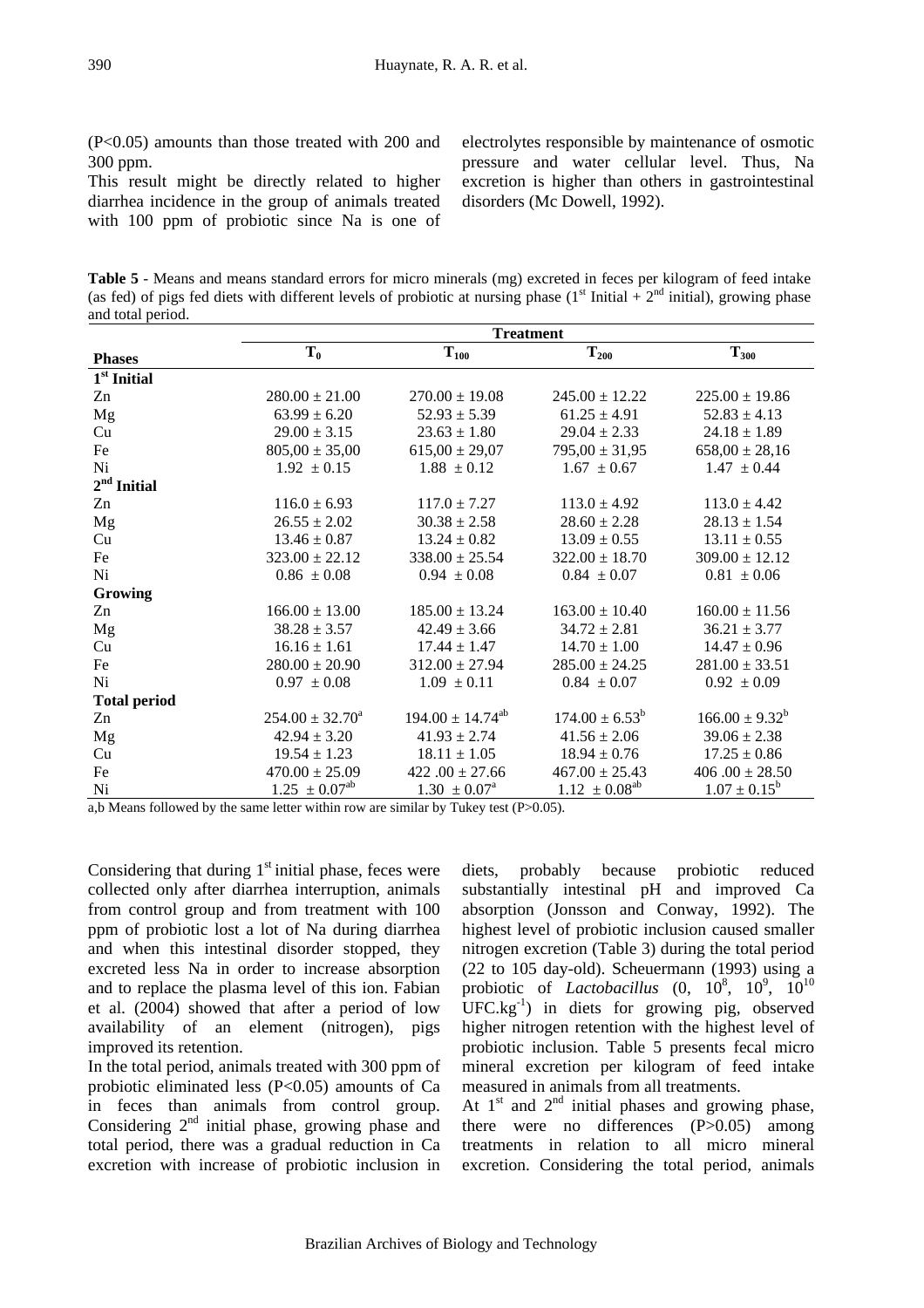(P<0.05) amounts than those treated with 200 and 300 ppm.

This result might be directly related to higher diarrhea incidence in the group of animals treated with 100 ppm of probiotic since Na is one of electrolytes responsible by maintenance of osmotic pressure and water cellular level. Thus, Na excretion is higher than others in gastrointestinal disorders (Mc Dowell, 1992).

**Table 5** - Means and means standard errors for micro minerals (mg) excreted in feces per kilogram of feed intake (as fed) of pigs fed diets with different levels of probiotic at nursing phase ($1^{st}$ Initial + $2^{nd}$ initial), growing phase and total period.

| | Treatment | | | |
|---|---|---|---|---|
| **Phases** | $T_0$ | $T_{100}$ | $T_{200}$ | $T_{300}$ |
| **$1^{st}$ Initial** | | | | |
| Zn | 280.00 ± 21.00 | 270.00 ± 19.08 | 245.00 ± 12.22 | 225.00 ± 19.86 |
| Mg | 63.99 ± 6.20 | 52.93 ± 5.39 | 61.25 ± 4.91 | 52.83 ± 4.13 |
| Cu | 29.00 ± 3.15 | 23.63 ± 1.80 | 29.04 ± 2.33 | 24.18 ± 1.89 |
| Fe | 805,00 ± 35,00 | 615,00 ± 29,07 | 795,00 ± 31,95 | 658,00 ± 28,16 |
| Ni | 1.92 ± 0.15 | 1.88 ± 0.12 | 1.67 ± 0.67 | 1.47 ± 0.44 |
| **$2^{nd}$ Initial** | | | | |
| Zn | 116.0 ± 6.93 | 117.0 ± 7.27 | 113.0 ± 4.92 | 113.0 ± 4.42 |
| Mg | 26.55 ± 2.02 | 30.38 ± 2.58 | 28.60 ± 2.28 | 28.13 ± 1.54 |
| Cu | 13.46 ± 0.87 | 13.24 ± 0.82 | 13.09 ± 0.55 | 13.11 ± 0.55 |
| Fe | 323.00 ± 22.12 | 338.00 ± 25.54 | 322.00 ± 18.70 | 309.00 ± 12.12 |
| Ni | 0.86 ± 0.08 | 0.94 ± 0.08 | 0.84 ± 0.07 | 0.81 ± 0.06 |
| **Growing** | | | | |
| Zn | 166.00 ± 13.00 | 185.00 ± 13.24 | 163.00 ± 10.40 | 160.00 ± 11.56 |
| Mg | 38.28 ± 3.57 | 42.49 ± 3.66 | 34.72 ± 2.81 | 36.21 ± 3.77 |
| Cu | 16.16 ± 1.61 | 17.44 ± 1.47 | 14.70 ± 1.00 | 14.47 ± 0.96 |
| Fe | 280.00 ± 20.90 | 312.00 ± 27.94 | 285.00 ± 24.25 | 281.00 ± 33.51 |
| Ni | 0.97 ± 0.08 | 1.09 ± 0.11 | 0.84 ± 0.07 | 0.92 ± 0.09 |
| **Total period** | | | | |
| Zn | $254.00 \pm 32.70^{a}$ | $194.00 \pm 14.74^{ab}$ | $174.00 \pm 6.53^{b}$ | $166.00 \pm 9.32^{b}$ |
| Mg | 42.94 ± 3.20 | 41.93 ± 2.74 | 41.56 ± 2.06 | 39.06 ± 2.38 |
| Cu | 19.54 ± 1.23 | 18.11 ± 1.05 | 18.94 ± 0.76 | 17.25 ± 0.86 |
| Fe | 470.00 ± 25.09 | 422 .00 ± 27.66 | 467.00 ± 25.43 | 406 .00 ± 28.50 |
| Ni | $1.25 \pm 0.07^{ab}$ | $1.30 \pm 0.07^{a}$ | $1.12 \pm 0.08^{ab}$ | $1.07 \pm 0.15^{b}$ |

a,b Means followed by the same letter within row are similar by Tukey test (P>0.05).

Considering that during $1^{st}$ initial phase, feces were collected only after diarrhea interruption, animals from control group and from treatment with 100 ppm of probiotic lost a lot of Na during diarrhea and when this intestinal disorder stopped, they excreted less Na in order to increase absorption and to replace the plasma level of this ion. Fabian et al. (2004) showed that after a period of low availability of an element (nitrogen), pigs improved its retention.

In the total period, animals treated with 300 ppm of probiotic eliminated less (P<0.05) amounts of Ca in feces than animals from control group. Considering $2^{nd}$ initial phase, growing phase and total period, there was a gradual reduction in Ca excretion with increase of probiotic inclusion in diets, probably because probiotic reduced substantially intestinal pH and improved Ca absorption (Jonsson and Conway, 1992). The highest level of probiotic inclusion caused smaller nitrogen excretion (Table 3) during the total period (22 to 105 day-old). Scheuermann (1993) using a probiotic of *Lactobacillus* (0, $10^{8}$, $10^{9}$, $10^{10}$ $UFC.kg^{-1}$) in diets for growing pig, observed higher nitrogen retention with the highest level of probiotic inclusion. Table 5 presents fecal micro mineral excretion per kilogram of feed intake measured in animals from all treatments.

At $1^{st}$ and $2^{nd}$ initial phases and growing phase, there were no differences (P>0.05) among treatments in relation to all micro mineral excretion. Considering the total period, animals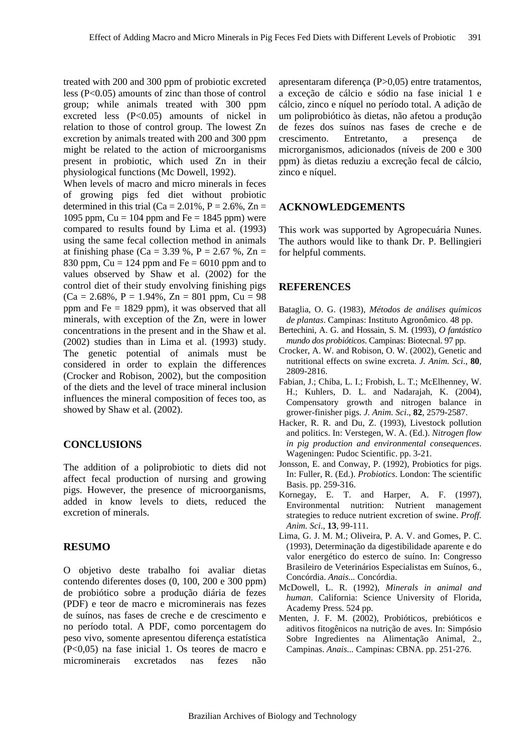treated with 200 and 300 ppm of probiotic excreted less ($P<0.05$) amounts of zinc than those of control group; while animals treated with 300 ppm excreted less ($P<0.05$) amounts of nickel in relation to those of control group. The lowest Zn excretion by animals treated with 200 and 300 ppm might be related to the action of microorganisms present in probiotic, which used Zn in their physiological functions (Mc Dowell, 1992).

When levels of macro and micro minerals in feces of growing pigs fed diet without probiotic determined in this trial (Ca = 2.01%, P = 2.6%, Zn = 1095 ppm, Cu = 104 ppm and Fe = 1845 ppm) were compared to results found by Lima et al. (1993) using the same fecal collection method in animals at finishing phase (Ca = 3.39 %, P = 2.67 %, Zn = 830 ppm, Cu = 124 ppm and Fe = 6010 ppm and to values observed by Shaw et al. (2002) for the control diet of their study envolving finishing pigs (Ca = 2.68%, P = 1.94%, Zn = 801 ppm, Cu = 98 ppm and Fe = 1829 ppm), it was observed that all minerals, with exception of the Zn, were in lower concentrations in the present and in the Shaw et al. (2002) studies than in Lima et al. (1993) study. The genetic potential of animals must be considered in order to explain the differences (Crocker and Robison, 2002), but the composition of the diets and the level of trace mineral inclusion influences the mineral composition of feces too, as showed by Shaw et al. (2002).

## CONCLUSIONS

The addition of a poliprobiotic to diets did not affect fecal production of nursing and growing pigs. However, the presence of microorganisms, added in know levels to diets, reduced the excretion of minerals.

## RESUMO

O objetivo deste trabalho foi avaliar dietas contendo diferentes doses (0, 100, 200 e 300 ppm) de probiótico sobre a produção diária de fezes (PDF) e teor de macro e microminerais nas fezes de suínos, nas fases de creche e de crescimento e no período total. A PDF, como porcentagem do peso vivo, somente apresentou diferença estatística ($P<0,05$) na fase inicial 1. Os teores de macro e microminerais excretados nas fezes não apresentaram diferença ($P>0,05$) entre tratamentos, a exceção de cálcio e sódio na fase inicial 1 e cálcio, zinco e níquel no período total. A adição de um poliprobiótico às dietas, não afetou a produção de fezes dos suínos nas fases de creche e de crescimento. Entretanto, a presença de microrganismos, adicionados (níveis de 200 e 300 ppm) às dietas reduziu a excreção fecal de cálcio, zinco e níquel.

## ACKNOWLEDGEMENTS

This work was supported by Agropecuária Nunes. The authors would like to thank Dr. P. Bellingieri for helpful comments.

## REFERENCES

Bataglia, O. G. (1983), *Métodos de análises químicos de plantas*. Campinas: Instituto Agronômico. 48 pp.

Bertechini, A. G. and Hossain, S. M. (1993), *O fantástico mundo dos probióticos*. Campinas: Biotecnal. 97 pp.

Crocker, A. W. and Robison, O. W. (2002), Genetic and nutritional effects on swine excreta. *J. Anim. Sci*., **80**, 2809-2816.

Fabian, J.; Chiba, L. I.; Frobish, L. T.; McElhenney, W. H.; Kuhlers, D. L. and Nadarajah, K. (2004), Compensatory growth and nitrogen balance in grower-finisher pigs. *J. Anim. Sci*., **82**, 2579-2587.

Hacker, R. R. and Du, Z. (1993), Livestock pollution and politics. In: Verstegen, W. A. (Ed.). *Nitrogen flow in pig production and environmental consequences*. Wageningen: Pudoc Scientific. pp. 3-21.

Jonsson, E. and Conway, P. (1992), Probiotics for pigs. In: Fuller, R. (Ed.). *Probiotics*. London: The scientific Basis. pp. 259-316.

Kornegay, E. T. and Harper, A. F. (1997), Environmental nutrition: Nutrient management strategies to reduce nutrient excretion of swine. *Proff. Anim. Sci*., **13**, 99-111.

Lima, G. J. M. M.; Oliveira, P. A. V. and Gomes, P. C. (1993), Determinação da digestibilidade aparente e do valor energético do esterco de suíno. In: Congresso Brasileiro de Veterinários Especialistas em Suínos, 6., Concórdia. *Anais*... Concórdia.

McDowell, L. R. (1992), *Minerals in animal and human*. California: Science University of Florida, Academy Press. 524 pp.

Menten, J. F. M. (2002), Probióticos, prebióticos e aditivos fitogênicos na nutrição de aves. In: Simpósio Sobre Ingredientes na Alimentação Animal, 2., Campinas. *Anais*... Campinas: CBNA. pp. 251-276.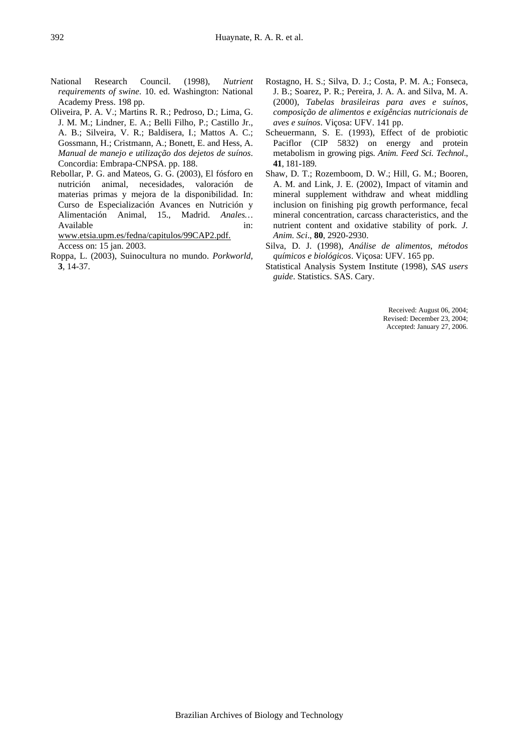National Research Council. (1998), *Nutrient requirements of swine*. 10. ed. Washington: National Academy Press. 198 pp.

Oliveira, P. A. V.; Martins R. R.; Pedroso, D.; Lima, G. J. M. M.; Lindner, E. A.; Belli Filho, P.; Castillo Jr., A. B.; Silveira, V. R.; Baldisera, I.; Mattos A. C.; Gossmann, H.; Cristmann, A.; Bonett, E. and Hess, A. *Manual de manejo e utilização dos dejetos de suínos*. Concordia: Embrapa-CNPSA. pp. 188.

Rebollar, P. G. and Mateos, G. G. (2003), El fósforo en nutrición animal, necesidades, valoración de materias primas y mejora de la disponibilidad. In: Curso de Especialización Avances en Nutrición y Alimentación Animal, 15., Madrid. *Anales…* Available in: www.etsia.upm.es/fedna/capitulos/99CAP2.pdf. Access on: 15 jan. 2003.

Roppa, L. (2003), Suinocultura no mundo. *Porkworld*, **3**, 14-37.

Rostagno, H. S.; Silva, D. J.; Costa, P. M. A.; Fonseca, J. B.; Soarez, P. R.; Pereira, J. A. A. and Silva, M. A. (2000), *Tabelas brasileiras para aves e suínos, composição de alimentos e exigências nutricionais de aves e suínos*. Viçosa: UFV. 141 pp.

Scheuermann, S. E. (1993), Effect of de probiotic Paciflor (CIP 5832) on energy and protein metabolism in growing pigs. *Anim. Feed Sci. Technol*., **41**, 181-189.

Shaw, D. T.; Rozemboom, D. W.; Hill, G. M.; Booren, A. M. and Link, J. E. (2002), Impact of vitamin and mineral supplement withdraw and wheat middling inclusion on finishing pig growth performance, fecal mineral concentration, carcass characteristics, and the nutrient content and oxidative stability of pork. *J. Anim. Sci*., **80**, 2920-2930.

Silva, D. J. (1998), *Análise de alimentos, métodos químicos e biológicos*. Viçosa: UFV. 165 pp.

Statistical Analysis System Institute (1998), *SAS users guide*. Statistics. SAS. Cary.

Received: August 06, 2004;
Revised: December 23, 2004;
Accepted: January 27, 2006.